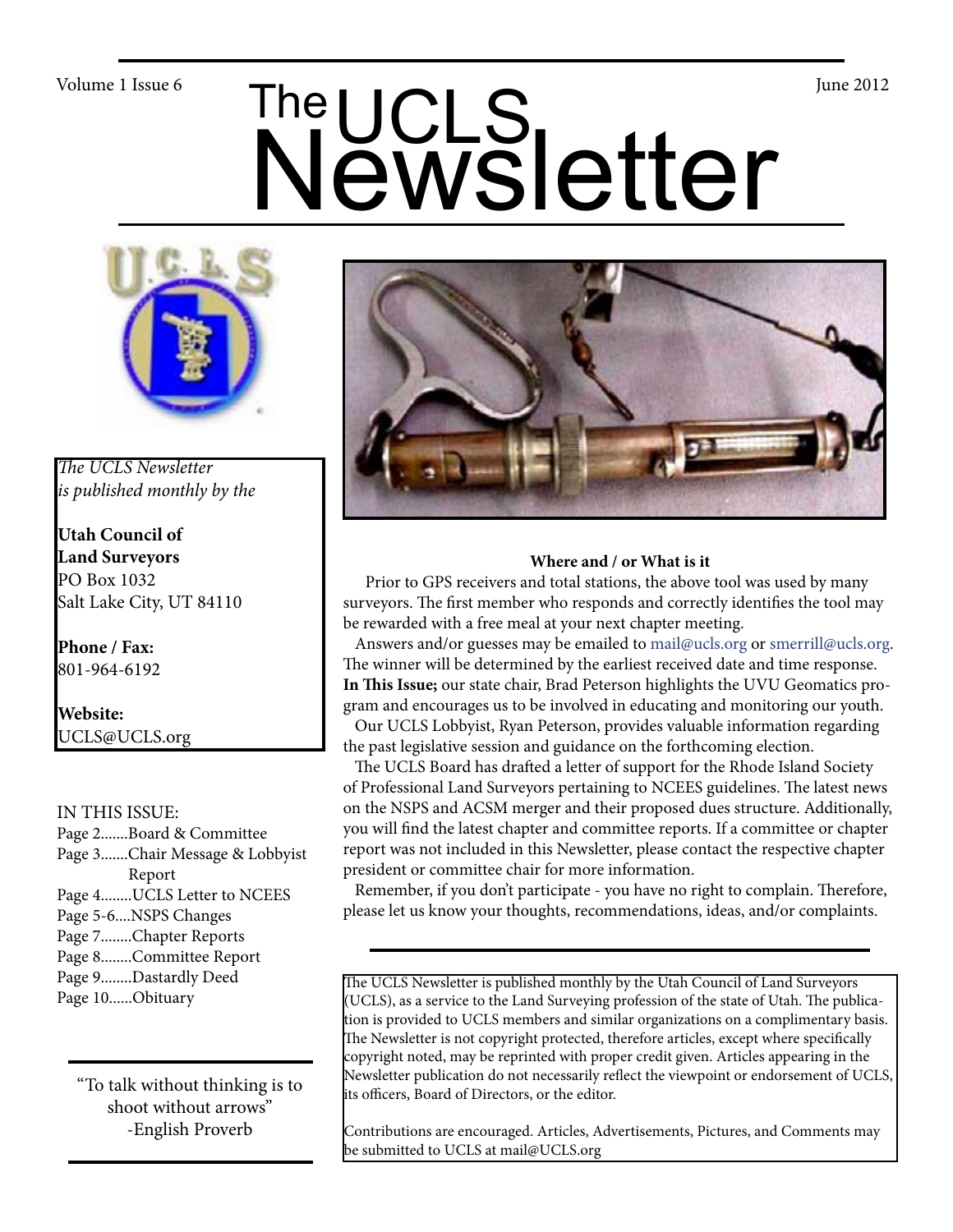Volume 1 Issue 6 — June 2012

# The UCLS Newsletter

*The UCLS Newsletter is published monthly by the*

**Utah Council of Land Surveyors**
PO Box 1032
Salt Lake City, UT 84110

**Phone / Fax:**
801-964-6192

**Website:**
UCLS@UCLS.org

IN THIS ISSUE:
- Page 2.......Board & Committee
- Page 3.......Chair Message & Lobbyist Report
- Page 4........UCLS Letter to NCEES
- Page 5-6....NSPS Changes
- Page 7........Chapter Reports
- Page 8........Committee Report
- Page 9........Dastardly Deed
- Page 10......Obituary

"To talk without thinking is to shoot without arrows"
-English Proverb

**Where and / or What is it**

Prior to GPS receivers and total stations, the above tool was used by many surveyors. The first member who responds and correctly identifies the tool may be rewarded with a free meal at your next chapter meeting.

Answers and/or guesses may be emailed to mail@ucls.org or smerrill@ucls.org. The winner will be determined by the earliest received date and time response.

**In This Issue;** our state chair, Brad Peterson highlights the UVU Geomatics program and encourages us to be involved in educating and monitoring our youth.

Our UCLS Lobbyist, Ryan Peterson, provides valuable information regarding the past legislative session and guidance on the forthcoming election.

The UCLS Board has drafted a letter of support for the Rhode Island Society of Professional Land Surveyors pertaining to NCEES guidelines. The latest news on the NSPS and ACSM merger and their proposed dues structure. Additionally, you will find the latest chapter and committee reports. If a committee or chapter report was not included in this Newsletter, please contact the respective chapter president or committee chair for more information.

Remember, if you don't participate - you have no right to complain. Therefore, please let us know your thoughts, recommendations, ideas, and/or complaints.

The UCLS Newsletter is published monthly by the Utah Council of Land Surveyors (UCLS), as a service to the Land Surveying profession of the state of Utah. The publication is provided to UCLS members and similar organizations on a complimentary basis. The Newsletter is not copyright protected, therefore articles, except where specifically copyright noted, may be reprinted with proper credit given. Articles appearing in the Newsletter publication do not necessarily reflect the viewpoint or endorsement of UCLS, its officers, Board of Directors, or the editor.

Contributions are encouraged. Articles, Advertisements, Pictures, and Comments may be submitted to UCLS at mail@UCLS.org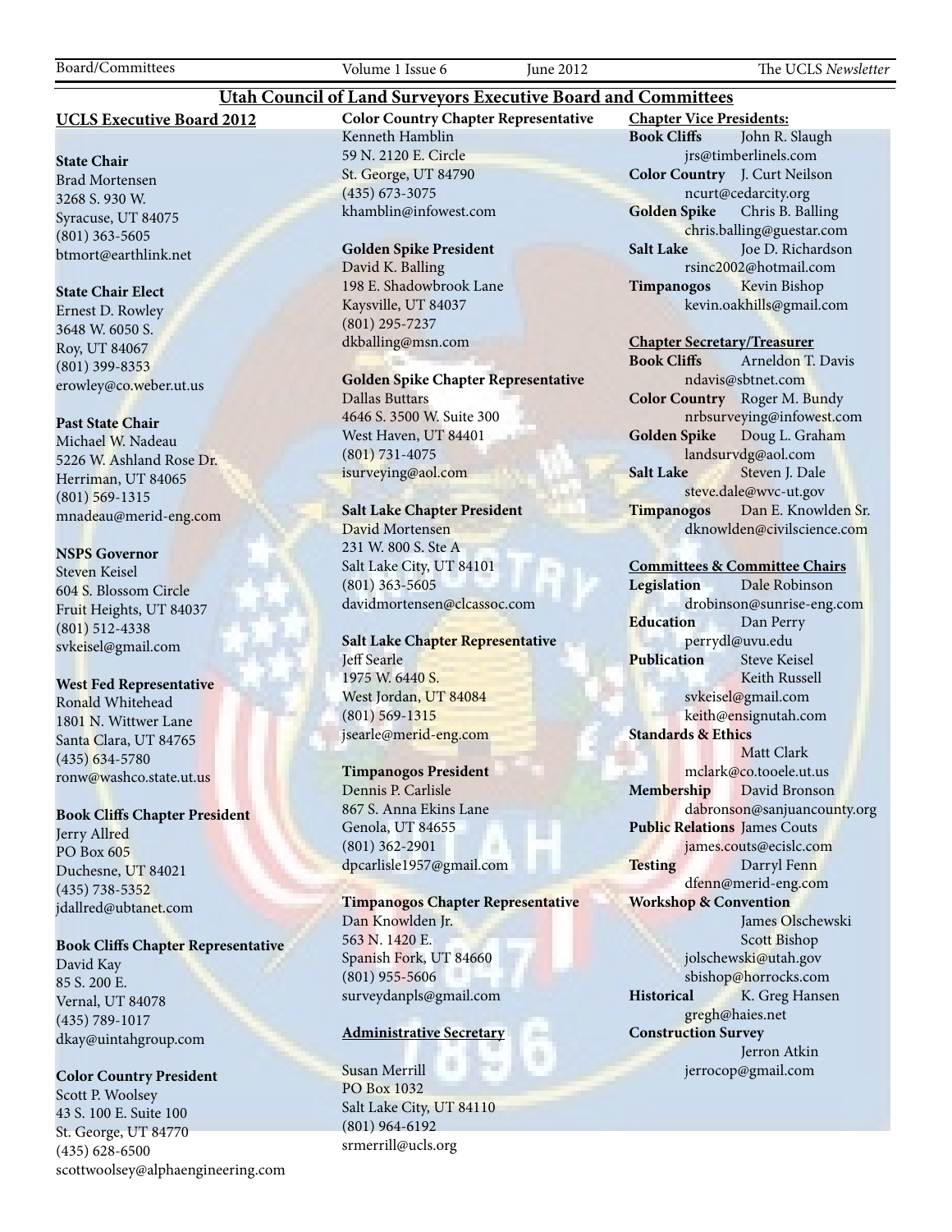# Utah Council of Land Surveyors Executive Board and Committees

## UCLS Executive Board 2012

**State Chair**
Brad Mortensen
3268 S. 930 W.
Syracuse, UT 84075
(801) 363-5605
btmort@earthlink.net

**State Chair Elect**
Ernest D. Rowley
3648 W. 6050 S.
Roy, UT 84067
(801) 399-8353
erowley@co.weber.ut.us

**Past State Chair**
Michael W. Nadeau
5226 W. Ashland Rose Dr.
Herriman, UT 84065
(801) 569-1315
mnadeau@merid-eng.com

**NSPS Governor**
Steven Keisel
604 S. Blossom Circle
Fruit Heights, UT 84037
(801) 512-4338
svkeisel@gmail.com

**West Fed Representative**
Ronald Whitehead
1801 N. Wittwer Lane
Santa Clara, UT 84765
(435) 634-5780
ronw@washco.state.ut.us

**Book Cliffs Chapter President**
Jerry Allred
PO Box 605
Duchesne, UT 84021
(435) 738-5352
jdallred@ubtanet.com

**Book Cliffs Chapter Representative**
David Kay
85 S. 200 E.
Vernal, UT 84078
(435) 789-1017
dkay@uintahgroup.com

**Color Country President**
Scott P. Woolsey
43 S. 100 E. Suite 100
St. George, UT 84770
(435) 628-6500
scottwoolsey@alphaengineering.com

**Color Country Chapter Representative**
Kenneth Hamblin
59 N. 2120 E. Circle
St. George, UT 84790
(435) 673-3075
khamblin@infowest.com

**Golden Spike President**
David K. Balling
198 E. Shadowbrook Lane
Kaysville, UT 84037
(801) 295-7237
dkballing@msn.com

**Golden Spike Chapter Representative**
Dallas Buttars
4646 S. 3500 W. Suite 300
West Haven, UT 84401
(801) 731-4075
isurveying@aol.com

**Salt Lake Chapter President**
David Mortensen
231 W. 800 S. Ste A
Salt Lake City, UT 84101
(801) 363-5605
davidmortensen@clcassoc.com

**Salt Lake Chapter Representative**
Jeff Searle
1975 W. 6440 S.
West Jordan, UT 84084
(801) 569-1315
jsearle@merid-eng.com

**Timpanogos President**
Dennis P. Carlisle
867 S. Anna Ekins Lane
Genola, UT 84655
(801) 362-2901
dpcarlisle1957@gmail.com

**Timpanogos Chapter Representative**
Dan Knowlden Jr.
563 N. 1420 E.
Spanish Fork, UT 84660
(801) 955-5606
surveydanpls@gmail.com

**Administrative Secretary**

Susan Merrill
PO Box 1032
Salt Lake City, UT 84110
(801) 964-6192
srmerrill@ucls.org

**Chapter Vice Presidents:**

**Book Cliffs** John R. Slaugh
jrs@timberlinels.com
**Color Country** J. Curt Neilson
ncurt@cedarcity.org
**Golden Spike** Chris B. Balling
chris.balling@guestar.com
**Salt Lake** Joe D. Richardson
rsinc2002@hotmail.com
**Timpanogos** Kevin Bishop
kevin.oakhills@gmail.com

**Chapter Secretary/Treasurer**

**Book Cliffs** Arneldon T. Davis
ndavis@sbtnet.com
**Color Country** Roger M. Bundy
nrbsurveying@infowest.com
**Golden Spike** Doug L. Graham
landsurvdg@aol.com
**Salt Lake** Steven J. Dale
steve.dale@wvc-ut.gov
**Timpanogos** Dan E. Knowlden Sr.
dknowlden@civilscience.com

**Committees & Committee Chairs**

**Legislation** Dale Robinson
drobinson@sunrise-eng.com
**Education** Dan Perry
perrydl@uvu.edu
**Publication** Steve Keisel
Keith Russell
svkeisel@gmail.com
keith@ensignutah.com
**Standards & Ethics**
Matt Clark
mclark@co.tooele.ut.us
**Membership** David Bronson
dabronson@sanjuancounty.org
**Public Relations** James Couts
james.couts@ecislc.com
**Testing** Darryl Fenn
dfenn@merid-eng.com
**Workshop & Convention**
James Olschewski
Scott Bishop
jolschewski@utah.gov
sbishop@horrocks.com
**Historical** K. Greg Hansen
gregh@haies.net
**Construction Survey**
Jerron Atkin
jerrocop@gmail.com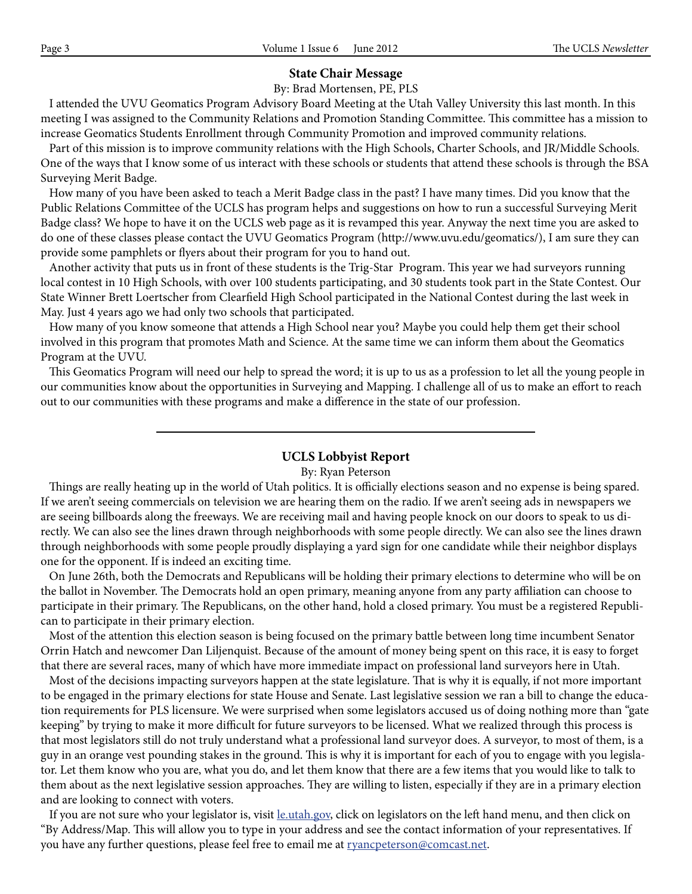## State Chair Message

By: Brad Mortensen, PE, PLS

I attended the UVU Geomatics Program Advisory Board Meeting at the Utah Valley University this last month. In this meeting I was assigned to the Community Relations and Promotion Standing Committee. This committee has a mission to increase Geomatics Students Enrollment through Community Promotion and improved community relations.

Part of this mission is to improve community relations with the High Schools, Charter Schools, and JR/Middle Schools. One of the ways that I know some of us interact with these schools or students that attend these schools is through the BSA Surveying Merit Badge.

How many of you have been asked to teach a Merit Badge class in the past? I have many times. Did you know that the Public Relations Committee of the UCLS has program helps and suggestions on how to run a successful Surveying Merit Badge class? We hope to have it on the UCLS web page as it is revamped this year. Anyway the next time you are asked to do one of these classes please contact the UVU Geomatics Program (http://www.uvu.edu/geomatics/), I am sure they can provide some pamphlets or flyers about their program for you to hand out.

Another activity that puts us in front of these students is the Trig-Star Program. This year we had surveyors running local contest in 10 High Schools, with over 100 students participating, and 30 students took part in the State Contest. Our State Winner Brett Loertscher from Clearfield High School participated in the National Contest during the last week in May. Just 4 years ago we had only two schools that participated.

How many of you know someone that attends a High School near you? Maybe you could help them get their school involved in this program that promotes Math and Science. At the same time we can inform them about the Geomatics Program at the UVU.

This Geomatics Program will need our help to spread the word; it is up to us as a profession to let all the young people in our communities know about the opportunities in Surveying and Mapping. I challenge all of us to make an effort to reach out to our communities with these programs and make a difference in the state of our profession.

---

## UCLS Lobbyist Report

By: Ryan Peterson

Things are really heating up in the world of Utah politics. It is officially elections season and no expense is being spared. If we aren't seeing commercials on television we are hearing them on the radio. If we aren't seeing ads in newspapers we are seeing billboards along the freeways. We are receiving mail and having people knock on our doors to speak to us directly. We can also see the lines drawn through neighborhoods with some people directly. We can also see the lines drawn through neighborhoods with some people proudly displaying a yard sign for one candidate while their neighbor displays one for the opponent. If is indeed an exciting time.

On June 26th, both the Democrats and Republicans will be holding their primary elections to determine who will be on the ballot in November. The Democrats hold an open primary, meaning anyone from any party affiliation can choose to participate in their primary. The Republicans, on the other hand, hold a closed primary. You must be a registered Republican to participate in their primary election.

Most of the attention this election season is being focused on the primary battle between long time incumbent Senator Orrin Hatch and newcomer Dan Liljenquist. Because of the amount of money being spent on this race, it is easy to forget that there are several races, many of which have more immediate impact on professional land surveyors here in Utah.

Most of the decisions impacting surveyors happen at the state legislature. That is why it is equally, if not more important to be engaged in the primary elections for state House and Senate. Last legislative session we ran a bill to change the education requirements for PLS licensure. We were surprised when some legislators accused us of doing nothing more than "gate keeping" by trying to make it more difficult for future surveyors to be licensed. What we realized through this process is that most legislators still do not truly understand what a professional land surveyor does. A surveyor, to most of them, is a guy in an orange vest pounding stakes in the ground. This is why it is important for each of you to engage with you legislator. Let them know who you are, what you do, and let them know that there are a few items that you would like to talk to them about as the next legislative session approaches. They are willing to listen, especially if they are in a primary election and are looking to connect with voters.

If you are not sure who your legislator is, visit [le.utah.gov](le.utah.gov), click on legislators on the left hand menu, and then click on "By Address/Map. This will allow you to type in your address and see the contact information of your representatives. If you have any further questions, please feel free to email me at [ryancpeterson@comcast.net](mailto:ryancpeterson@comcast.net).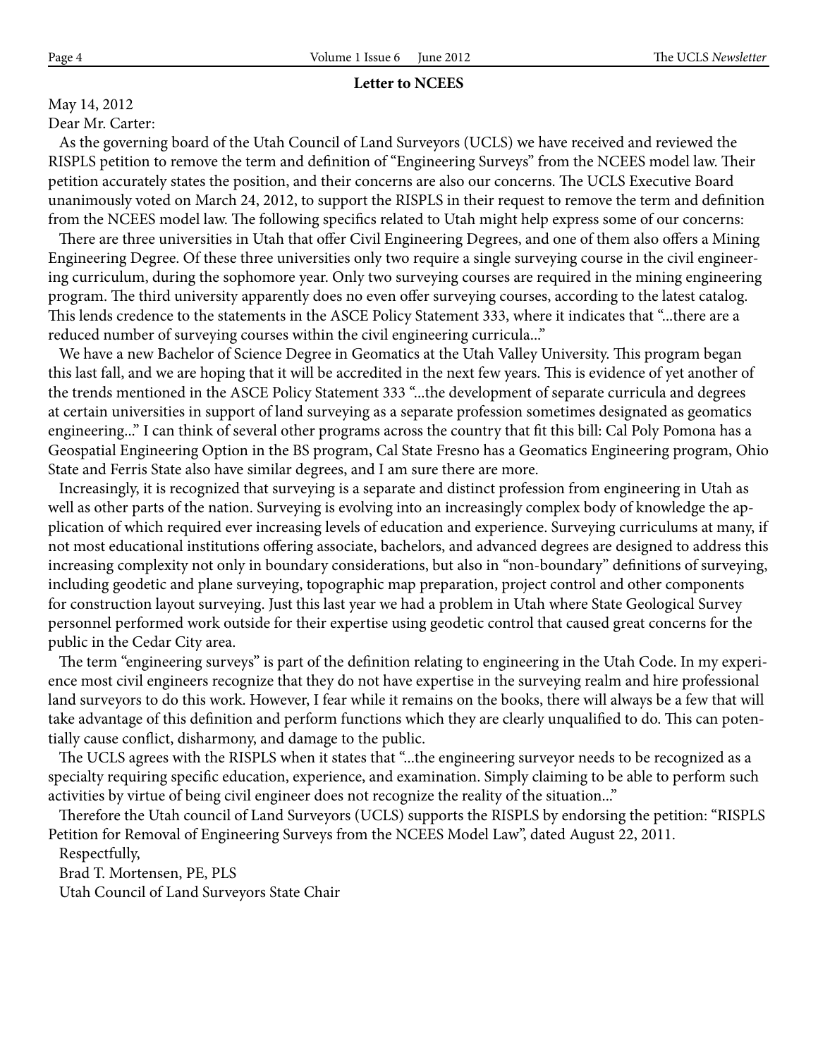## Letter to NCEES

May 14, 2012

Dear Mr. Carter:

As the governing board of the Utah Council of Land Surveyors (UCLS) we have received and reviewed the RISPLS petition to remove the term and definition of "Engineering Surveys" from the NCEES model law. Their petition accurately states the position, and their concerns are also our concerns. The UCLS Executive Board unanimously voted on March 24, 2012, to support the RISPLS in their request to remove the term and definition from the NCEES model law. The following specifics related to Utah might help express some of our concerns:

There are three universities in Utah that offer Civil Engineering Degrees, and one of them also offers a Mining Engineering Degree. Of these three universities only two require a single surveying course in the civil engineering curriculum, during the sophomore year. Only two surveying courses are required in the mining engineering program. The third university apparently does no even offer surveying courses, according to the latest catalog. This lends credence to the statements in the ASCE Policy Statement 333, where it indicates that "...there are a reduced number of surveying courses within the civil engineering curricula..."

We have a new Bachelor of Science Degree in Geomatics at the Utah Valley University. This program began this last fall, and we are hoping that it will be accredited in the next few years. This is evidence of yet another of the trends mentioned in the ASCE Policy Statement 333 "...the development of separate curricula and degrees at certain universities in support of land surveying as a separate profession sometimes designated as geomatics engineering..." I can think of several other programs across the country that fit this bill: Cal Poly Pomona has a Geospatial Engineering Option in the BS program, Cal State Fresno has a Geomatics Engineering program, Ohio State and Ferris State also have similar degrees, and I am sure there are more.

Increasingly, it is recognized that surveying is a separate and distinct profession from engineering in Utah as well as other parts of the nation. Surveying is evolving into an increasingly complex body of knowledge the application of which required ever increasing levels of education and experience. Surveying curriculums at many, if not most educational institutions offering associate, bachelors, and advanced degrees are designed to address this increasing complexity not only in boundary considerations, but also in "non-boundary" definitions of surveying, including geodetic and plane surveying, topographic map preparation, project control and other components for construction layout surveying. Just this last year we had a problem in Utah where State Geological Survey personnel performed work outside for their expertise using geodetic control that caused great concerns for the public in the Cedar City area.

The term "engineering surveys" is part of the definition relating to engineering in the Utah Code. In my experience most civil engineers recognize that they do not have expertise in the surveying realm and hire professional land surveyors to do this work. However, I fear while it remains on the books, there will always be a few that will take advantage of this definition and perform functions which they are clearly unqualified to do. This can potentially cause conflict, disharmony, and damage to the public.

The UCLS agrees with the RISPLS when it states that "...the engineering surveyor needs to be recognized as a specialty requiring specific education, experience, and examination. Simply claiming to be able to perform such activities by virtue of being civil engineer does not recognize the reality of the situation..."

Therefore the Utah council of Land Surveyors (UCLS) supports the RISPLS by endorsing the petition: "RISPLS Petition for Removal of Engineering Surveys from the NCEES Model Law", dated August 22, 2011.

Respectfully,

Brad T. Mortensen, PE, PLS

Utah Council of Land Surveyors State Chair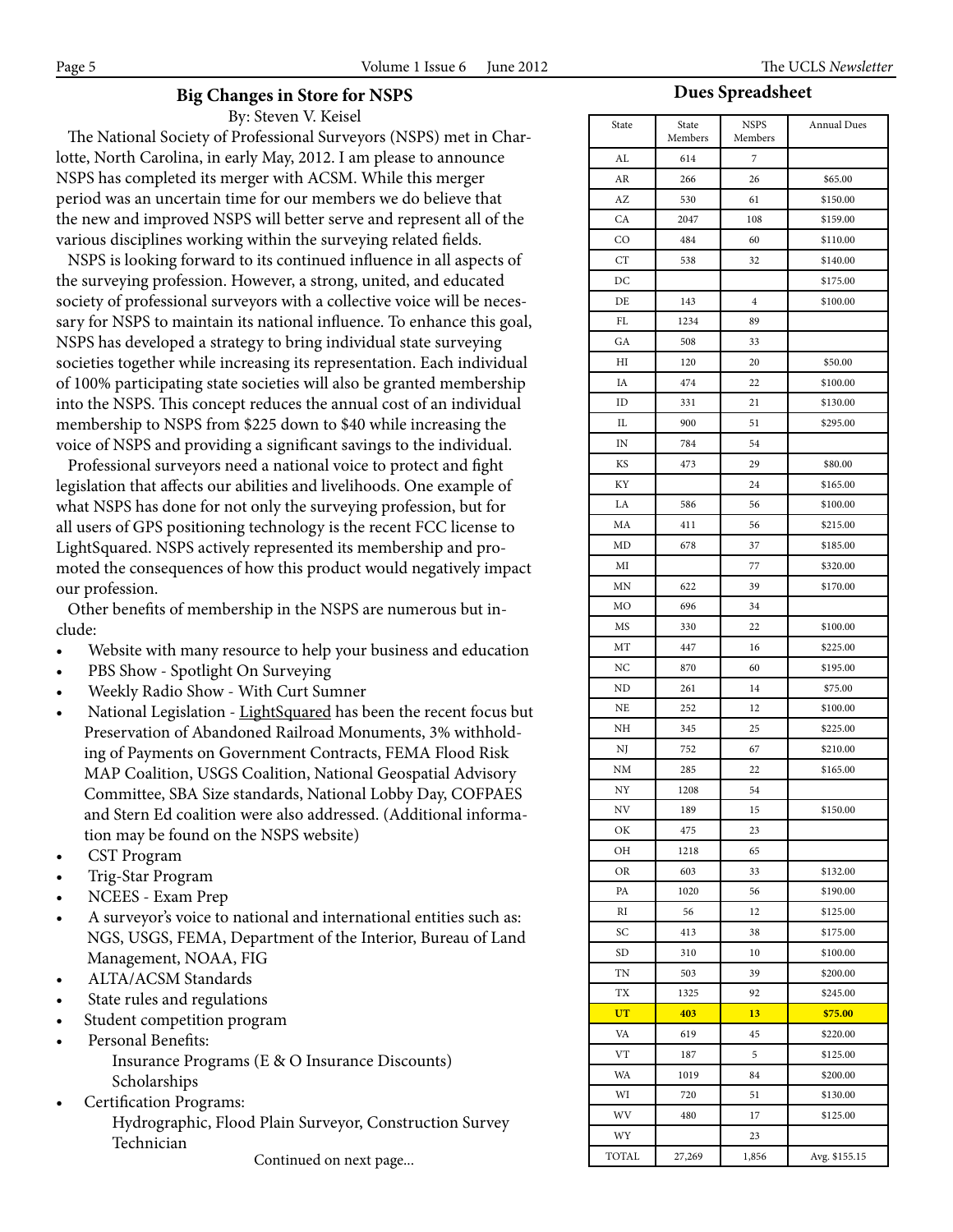## Big Changes in Store for NSPS

By: Steven V. Keisel

The National Society of Professional Surveyors (NSPS) met in Charlotte, North Carolina, in early May, 2012. I am please to announce NSPS has completed its merger with ACSM. While this merger period was an uncertain time for our members we do believe that the new and improved NSPS will better serve and represent all of the various disciplines working within the surveying related fields.

NSPS is looking forward to its continued influence in all aspects of the surveying profession. However, a strong, united, and educated society of professional surveyors with a collective voice will be necessary for NSPS to maintain its national influence. To enhance this goal, NSPS has developed a strategy to bring individual state surveying societies together while increasing its representation. Each individual of 100% participating state societies will also be granted membership into the NSPS. This concept reduces the annual cost of an individual membership to NSPS from $225 down to $40 while increasing the voice of NSPS and providing a significant savings to the individual.

Professional surveyors need a national voice to protect and fight legislation that affects our abilities and livelihoods. One example of what NSPS has done for not only the surveying profession, but for all users of GPS positioning technology is the recent FCC license to LightSquared. NSPS actively represented its membership and promoted the consequences of how this product would negatively impact our profession.

Other benefits of membership in the NSPS are numerous but include:

- Website with many resource to help your business and education
- PBS Show - Spotlight On Surveying
- Weekly Radio Show - With Curt Sumner
- National Legislation - LightSquared has been the recent focus but Preservation of Abandoned Railroad Monuments, 3% withholding of Payments on Government Contracts, FEMA Flood Risk MAP Coalition, USGS Coalition, National Geospatial Advisory Committee, SBA Size standards, National Lobby Day, COFPAES and Stern Ed coalition were also addressed. (Additional information may be found on the NSPS website)
- CST Program
- Trig-Star Program
- NCEES - Exam Prep
- A surveyor's voice to national and international entities such as: NGS, USGS, FEMA, Department of the Interior, Bureau of Land Management, NOAA, FIG
- ALTA/ACSM Standards
- State rules and regulations
- Student competition program
- Personal Benefits:
  - Insurance Programs (E & O Insurance Discounts)
  - Scholarships
- Certification Programs:
  - Hydrographic, Flood Plain Surveyor, Construction Survey Technician

Continued on next page...

## Dues Spreadsheet

| State | State Members | NSPS Members | Annual Dues |
|---|---|---|---|
| AL | 614 | 7 | |
| AR | 266 | 26 | $65.00 |
| AZ | 530 | 61 | $150.00 |
| CA | 2047 | 108 | $159.00 |
| CO | 484 | 60 | $110.00 |
| CT | 538 | 32 | $140.00 |
| DC | | | $175.00 |
| DE | 143 | 4 | $100.00 |
| FL | 1234 | 89 | |
| GA | 508 | 33 | |
| HI | 120 | 20 | $50.00 |
| IA | 474 | 22 | $100.00 |
| ID | 331 | 21 | $130.00 |
| IL | 900 | 51 | $295.00 |
| IN | 784 | 54 | |
| KS | 473 | 29 | $80.00 |
| KY | | 24 | $165.00 |
| LA | 586 | 56 | $100.00 |
| MA | 411 | 56 | $215.00 |
| MD | 678 | 37 | $185.00 |
| MI | | 77 | $320.00 |
| MN | 622 | 39 | $170.00 |
| MO | 696 | 34 | |
| MS | 330 | 22 | $100.00 |
| MT | 447 | 16 | $225.00 |
| NC | 870 | 60 | $195.00 |
| ND | 261 | 14 | $75.00 |
| NE | 252 | 12 | $100.00 |
| NH | 345 | 25 | $225.00 |
| NJ | 752 | 67 | $210.00 |
| NM | 285 | 22 | $165.00 |
| NY | 1208 | 54 | |
| NV | 189 | 15 | $150.00 |
| OK | 475 | 23 | |
| OH | 1218 | 65 | |
| OR | 603 | 33 | $132.00 |
| PA | 1020 | 56 | $190.00 |
| RI | 56 | 12 | $125.00 |
| SC | 413 | 38 | $175.00 |
| SD | 310 | 10 | $100.00 |
| TN | 503 | 39 | $200.00 |
| TX | 1325 | 92 | $245.00 |
| **UT** | **403** | **13** | **$75.00** |
| VA | 619 | 45 | $220.00 |
| VT | 187 | 5 | $125.00 |
| WA | 1019 | 84 | $200.00 |
| WI | 720 | 51 | $130.00 |
| WV | 480 | 17 | $125.00 |
| WY | | 23 | |
| TOTAL | 27,269 | 1,856 | Avg. $155.15 |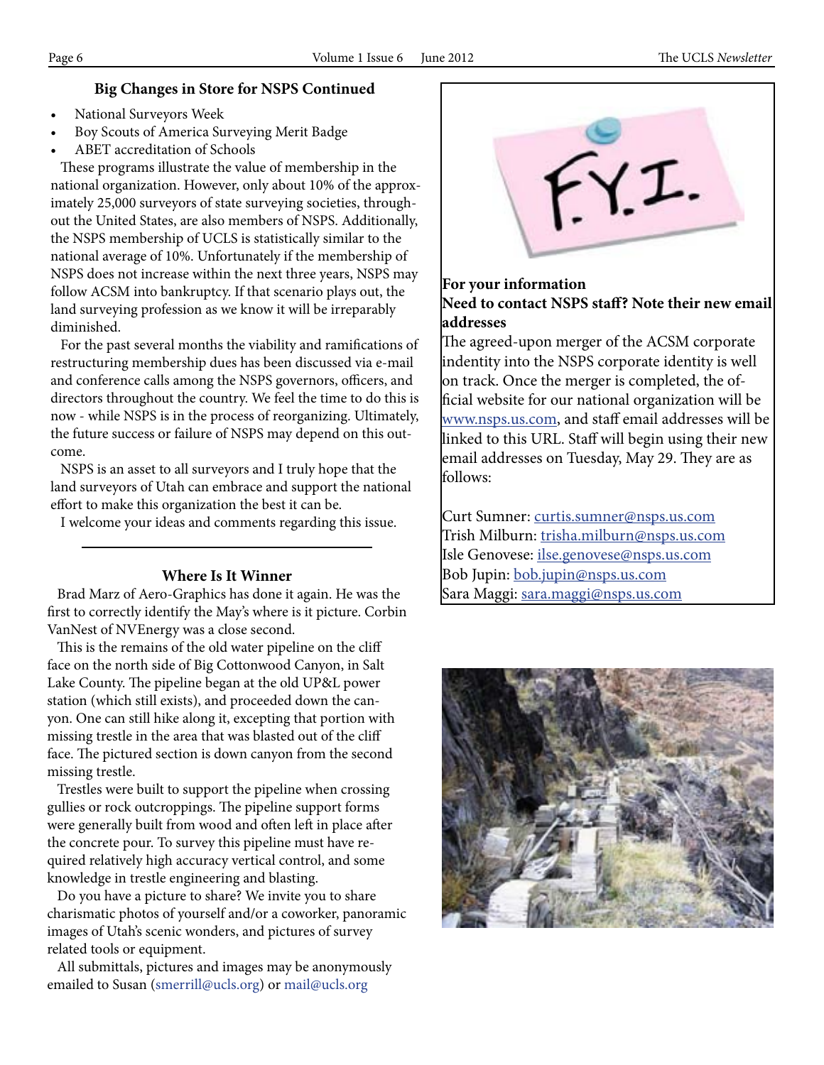### Big Changes in Store for NSPS Continued

- National Surveyors Week
- Boy Scouts of America Surveying Merit Badge
- ABET accreditation of Schools

These programs illustrate the value of membership in the national organization. However, only about 10% of the approximately 25,000 surveyors of state surveying societies, throughout the United States, are also members of NSPS. Additionally, the NSPS membership of UCLS is statistically similar to the national average of 10%. Unfortunately if the membership of NSPS does not increase within the next three years, NSPS may follow ACSM into bankruptcy. If that scenario plays out, the land surveying profession as we know it will be irreparably diminished.

For the past several months the viability and ramifications of restructuring membership dues has been discussed via e-mail and conference calls among the NSPS governors, officers, and directors throughout the country. We feel the time to do this is now - while NSPS is in the process of reorganizing. Ultimately, the future success or failure of NSPS may depend on this outcome.

NSPS is an asset to all surveyors and I truly hope that the land surveyors of Utah can embrace and support the national effort to make this organization the best it can be.

I welcome your ideas and comments regarding this issue.

---

### Where Is It Winner

Brad Marz of Aero-Graphics has done it again. He was the first to correctly identify the May's where is it picture. Corbin VanNest of NVEnergy was a close second.

This is the remains of the old water pipeline on the cliff face on the north side of Big Cottonwood Canyon, in Salt Lake County. The pipeline began at the old UP&L power station (which still exists), and proceeded down the canyon. One can still hike along it, excepting that portion with missing trestle in the area that was blasted out of the cliff face. The pictured section is down canyon from the second missing trestle.

Trestles were built to support the pipeline when crossing gullies or rock outcroppings. The pipeline support forms were generally built from wood and often left in place after the concrete pour. To survey this pipeline must have required relatively high accuracy vertical control, and some knowledge in trestle engineering and blasting.

Do you have a picture to share? We invite you to share charismatic photos of yourself and/or a coworker, panoramic images of Utah's scenic wonders, and pictures of survey related tools or equipment.

All submittals, pictures and images may be anonymously emailed to Susan (smerrill@ucls.org) or mail@ucls.org

---

F.Y.I.

**For your information**

**Need to contact NSPS staff? Note their new email addresses**

The agreed-upon merger of the ACSM corporate indentity into the NSPS corporate identity is well on track. Once the merger is completed, the official website for our national organization will be www.nsps.us.com, and staff email addresses will be linked to this URL. Staff will begin using their new email addresses on Tuesday, May 29. They are as follows:

Curt Sumner: curtis.sumner@nsps.us.com
Trish Milburn: trisha.milburn@nsps.us.com
Isle Genovese: ilse.genovese@nsps.us.com
Bob Jupin: bob.jupin@nsps.us.com
Sara Maggi: sara.maggi@nsps.us.com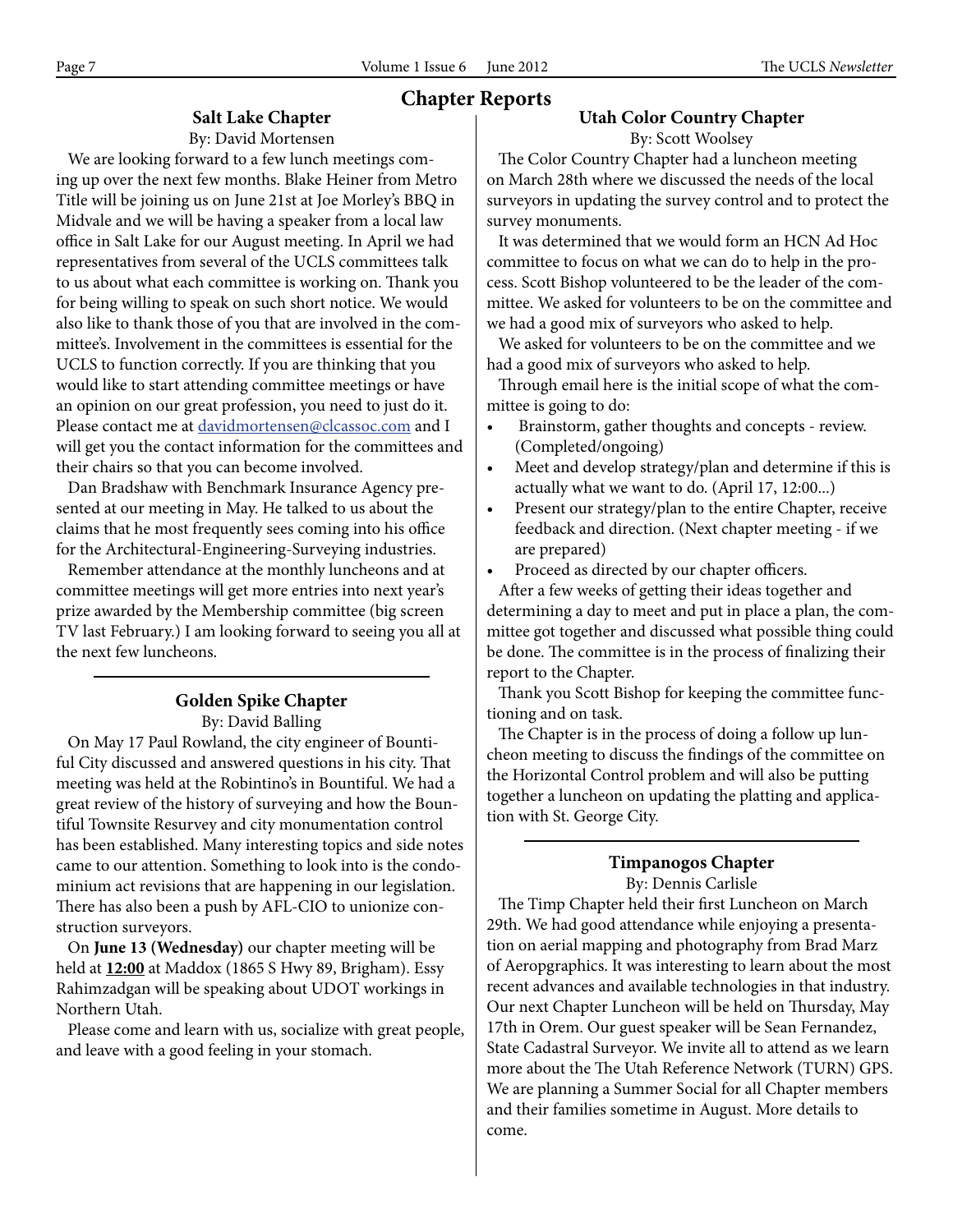# Chapter Reports

## Salt Lake Chapter

By: David Mortensen

We are looking forward to a few lunch meetings coming up over the next few months. Blake Heiner from Metro Title will be joining us on June 21st at Joe Morley's BBQ in Midvale and we will be having a speaker from a local law office in Salt Lake for our August meeting. In April we had representatives from several of the UCLS committees talk to us about what each committee is working on. Thank you for being willing to speak on such short notice. We would also like to thank those of you that are involved in the committee's. Involvement in the committees is essential for the UCLS to function correctly. If you are thinking that you would like to start attending committee meetings or have an opinion on our great profession, you need to just do it. Please contact me at davidmortensen@clcassoc.com and I will get you the contact information for the committees and their chairs so that you can become involved.

Dan Bradshaw with Benchmark Insurance Agency presented at our meeting in May. He talked to us about the claims that he most frequently sees coming into his office for the Architectural-Engineering-Surveying industries.

Remember attendance at the monthly luncheons and at committee meetings will get more entries into next year's prize awarded by the Membership committee (big screen TV last February.) I am looking forward to seeing you all at the next few luncheons.

## Golden Spike Chapter

By: David Balling

On May 17 Paul Rowland, the city engineer of Bountiful City discussed and answered questions in his city. That meeting was held at the Robintino's in Bountiful. We had a great review of the history of surveying and how the Bountiful Townsite Resurvey and city monumentation control has been established. Many interesting topics and side notes came to our attention. Something to look into is the condominium act revisions that are happening in our legislation. There has also been a push by AFL-CIO to unionize construction surveyors.

On **June 13 (Wednesday)** our chapter meeting will be held at **12:00** at Maddox (1865 S Hwy 89, Brigham). Essy Rahimzadgan will be speaking about UDOT workings in Northern Utah.

Please come and learn with us, socialize with great people, and leave with a good feeling in your stomach.

## Utah Color Country Chapter

By: Scott Woolsey

The Color Country Chapter had a luncheon meeting on March 28th where we discussed the needs of the local surveyors in updating the survey control and to protect the survey monuments.

It was determined that we would form an HCN Ad Hoc committee to focus on what we can do to help in the process. Scott Bishop volunteered to be the leader of the committee. We asked for volunteers to be on the committee and we had a good mix of surveyors who asked to help.

We asked for volunteers to be on the committee and we had a good mix of surveyors who asked to help.

Through email here is the initial scope of what the committee is going to do:

- Brainstorm, gather thoughts and concepts - review. (Completed/ongoing)
- Meet and develop strategy/plan and determine if this is actually what we want to do. (April 17, 12:00...)
- Present our strategy/plan to the entire Chapter, receive feedback and direction. (Next chapter meeting - if we are prepared)
- Proceed as directed by our chapter officers.

After a few weeks of getting their ideas together and determining a day to meet and put in place a plan, the committee got together and discussed what possible thing could be done. The committee is in the process of finalizing their report to the Chapter.

Thank you Scott Bishop for keeping the committee functioning and on task.

The Chapter is in the process of doing a follow up luncheon meeting to discuss the findings of the committee on the Horizontal Control problem and will also be putting together a luncheon on updating the platting and application with St. George City.

## Timpanogos Chapter

By: Dennis Carlisle

The Timp Chapter held their first Luncheon on March 29th. We had good attendance while enjoying a presentation on aerial mapping and photography from Brad Marz of Aeropgraphics. It was interesting to learn about the most recent advances and available technologies in that industry. Our next Chapter Luncheon will be held on Thursday, May 17th in Orem. Our guest speaker will be Sean Fernandez, State Cadastral Surveyor. We invite all to attend as we learn more about the The Utah Reference Network (TURN) GPS. We are planning a Summer Social for all Chapter members and their families sometime in August. More details to come.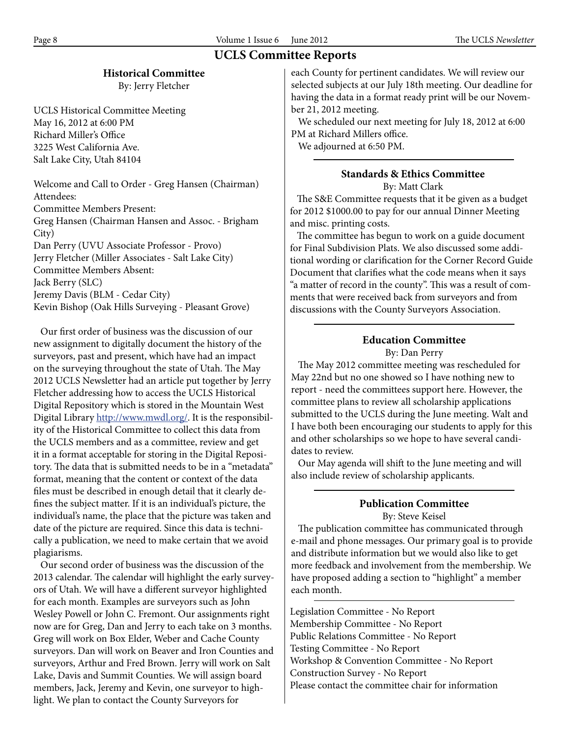# UCLS Committee Reports

## Historical Committee

By: Jerry Fletcher

UCLS Historical Committee Meeting
May 16, 2012 at 6:00 PM
Richard Miller's Office
3225 West California Ave.
Salt Lake City, Utah 84104

Welcome and Call to Order - Greg Hansen (Chairman)
Attendees:
Committee Members Present:
Greg Hansen (Chairman Hansen and Assoc. - Brigham City)
Dan Perry (UVU Associate Professor - Provo)
Jerry Fletcher (Miller Associates - Salt Lake City)
Committee Members Absent:
Jack Berry (SLC)
Jeremy Davis (BLM - Cedar City)
Kevin Bishop (Oak Hills Surveying - Pleasant Grove)

Our first order of business was the discussion of our new assignment to digitally document the history of the surveyors, past and present, which have had an impact on the surveying throughout the state of Utah. The May 2012 UCLS Newsletter had an article put together by Jerry Fletcher addressing how to access the UCLS Historical Digital Repository which is stored in the Mountain West Digital Library http://www.mwdl.org/. It is the responsibility of the Historical Committee to collect this data from the UCLS members and as a committee, review and get it in a format acceptable for storing in the Digital Repository. The data that is submitted needs to be in a "metadata" format, meaning that the content or context of the data files must be described in enough detail that it clearly defines the subject matter. If it is an individual's picture, the individual's name, the place that the picture was taken and date of the picture are required. Since this data is technically a publication, we need to make certain that we avoid plagiarisms.

Our second order of business was the discussion of the 2013 calendar. The calendar will highlight the early surveyors of Utah. We will have a different surveyor highlighted for each month. Examples are surveyors such as John Wesley Powell or John C. Fremont. Our assignments right now are for Greg, Dan and Jerry to each take on 3 months. Greg will work on Box Elder, Weber and Cache County surveyors. Dan will work on Beaver and Iron Counties and surveyors, Arthur and Fred Brown. Jerry will work on Salt Lake, Davis and Summit Counties. We will assign board members, Jack, Jeremy and Kevin, one surveyor to highlight. We plan to contact the County Surveyors for each County for pertinent candidates. We will review our selected subjects at our July 18th meeting. Our deadline for having the data in a format ready print will be our November 21, 2012 meeting.

We scheduled our next meeting for July 18, 2012 at 6:00 PM at Richard Millers office.

We adjourned at 6:50 PM.

## Standards & Ethics Committee

By: Matt Clark

The S&E Committee requests that it be given as a budget for 2012 $1000.00 to pay for our annual Dinner Meeting and misc. printing costs.

The committee has begun to work on a guide document for Final Subdivision Plats. We also discussed some additional wording or clarification for the Corner Record Guide Document that clarifies what the code means when it says "a matter of record in the county". This was a result of comments that were received back from surveyors and from discussions with the County Surveyors Association.

## Education Committee

By: Dan Perry

The May 2012 committee meeting was rescheduled for May 22nd but no one showed so I have nothing new to report - need the committees support here. However, the committee plans to review all scholarship applications submitted to the UCLS during the June meeting. Walt and I have both been encouraging our students to apply for this and other scholarships so we hope to have several candidates to review.

Our May agenda will shift to the June meeting and will also include review of scholarship applicants.

## Publication Committee

By: Steve Keisel

The publication committee has communicated through e-mail and phone messages. Our primary goal is to provide and distribute information but we would also like to get more feedback and involvement from the membership. We have proposed adding a section to "highlight" a member each month.

Legislation Committee - No Report
Membership Committee - No Report
Public Relations Committee - No Report
Testing Committee - No Report
Workshop & Convention Committee - No Report
Construction Survey - No Report
Please contact the committee chair for information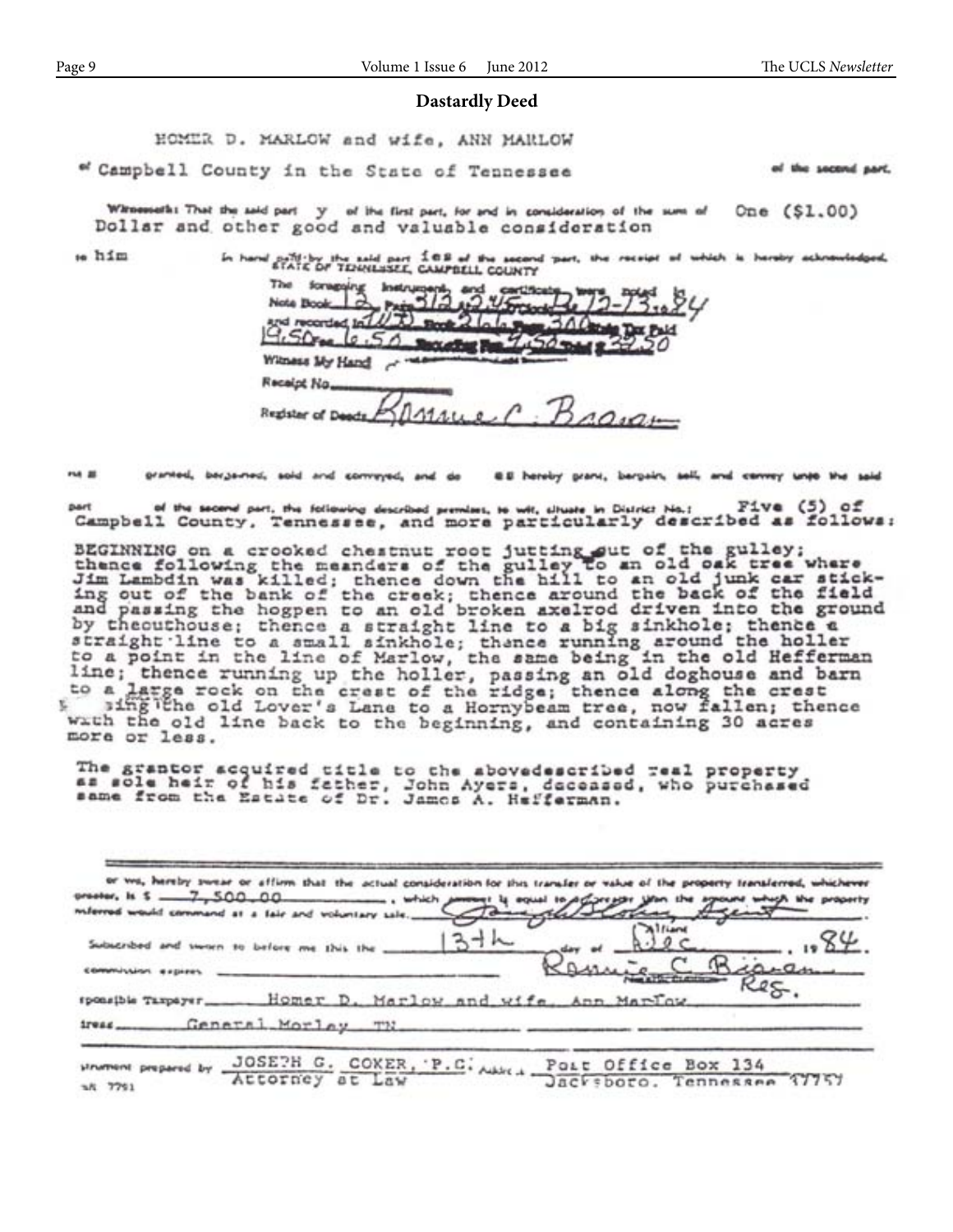## Dastardly Deed

HOMER D. MARLOW and wife, ANN MARLOW

of Campbell County in the State of Tennessee of the second part.

Witnesseth: That the said part y of the first part, for and in consideration of the sum of One ($1.00) Dollar and other good and valuable consideration

to him in hand paid by the said part ies of the second part, the receipt of which is hereby acknowledged,

STATE OF TENNESSEE, CAMPBELL COUNTY

The foregoing instrument and certificate were noted in Note Book 12 Page 312 at 2:45 o'clock 12-13 19 84 and recorded in WD Book 216 Page 300 State Tax Paid 19.50 Fee 6.50 Recording Fee 2.50 Total $ 28.50

Witness My Hand

Receipt No.

Register of Deeds Ronnie C. Brown

ha s granted, bargained, sold and conveyed, and do es hereby grant, bargain, sell, and convey unto the said part of the second part, the following described premises, to wit, situate in District No.: Five (5) of Campbell County, Tennessee, and more particularly described as follows:

BEGINNING on a crooked chestnut root jutting out of the gulley; thence following the meanders of the gulley to an old oak tree where Jim Lambdin was killed; thence down the hill to an old junk car sticking out of the bank of the creek; thence around the back of the field and passing the hogpen to an old broken axelrod driven into the ground by theouthouse; thence a straight line to a big sinkhole; thence a straight line to a small sinkhole; thence running around the holler to a point in the line of Marlow, the same being in the old Hefferman line; thence running up the holler, passing an old doghouse and barn to a large rock on the crest of the ridge; thence along the crest passing the old Lover's Lane to a Hornybeam tree, now fallen; thence with the old line back to the beginning, and containing 30 acres more or less.

The grantor acquired title to the abovedescribed real property as sole heir of his father, John Ayers, deceased, who purchased same from the Estate of Dr. James A. Hefferman.

---

or we, hereby swear or affirm that the actual consideration for this transfer or value of the property transferred, whichever greater, is $ 7,500.00, which amount is equal to or greater than the amount which the property transferred would command at a fair and voluntary sale. Joseph Coker, Agent

Subscribed and sworn to before me this the 13th day of Dec, 1984.

Commission expires Ronnie C. Brown Reg.

Responsible Taxpayer Homer D. Marlow and wife, Ann Marlow

Address General Morley TN

Instrument prepared by JOSEPH G. COKER, P.C. Attorney at Law Address Post Office Box 134 Jacksboro, Tennessee 37757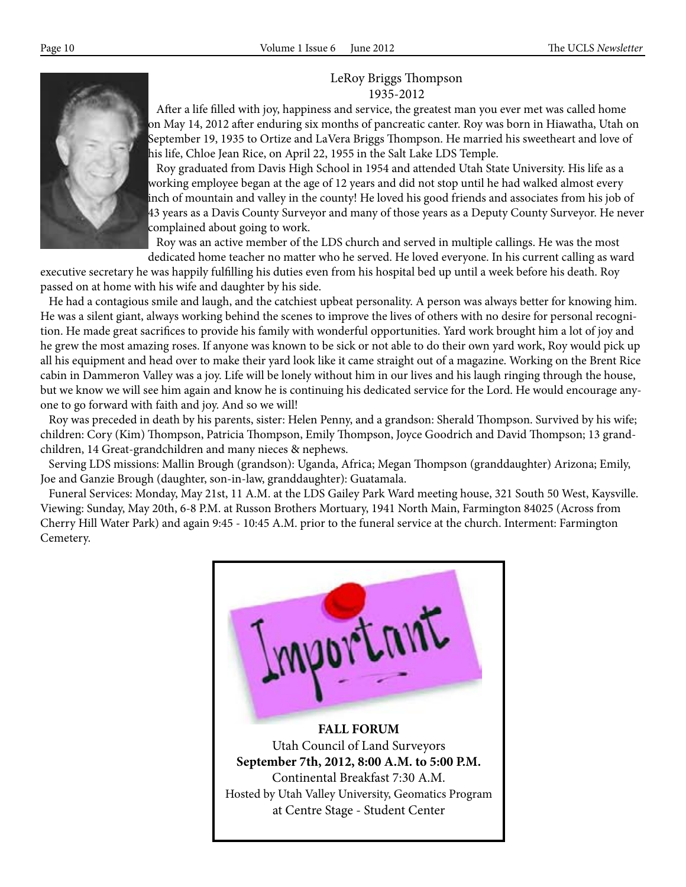## LeRoy Briggs Thompson
1935-2012

After a life filled with joy, happiness and service, the greatest man you ever met was called home on May 14, 2012 after enduring six months of pancreatic canter. Roy was born in Hiawatha, Utah on September 19, 1935 to Ortize and LaVera Briggs Thompson. He married his sweetheart and love of his life, Chloe Jean Rice, on April 22, 1955 in the Salt Lake LDS Temple.

Roy graduated from Davis High School in 1954 and attended Utah State University. His life as a working employee began at the age of 12 years and did not stop until he had walked almost every inch of mountain and valley in the county! He loved his good friends and associates from his job of 43 years as a Davis County Surveyor and many of those years as a Deputy County Surveyor. He never complained about going to work.

Roy was an active member of the LDS church and served in multiple callings. He was the most dedicated home teacher no matter who he served. He loved everyone. In his current calling as ward executive secretary he was happily fulfilling his duties even from his hospital bed up until a week before his death. Roy passed on at home with his wife and daughter by his side.

He had a contagious smile and laugh, and the catchiest upbeat personality. A person was always better for knowing him. He was a silent giant, always working behind the scenes to improve the lives of others with no desire for personal recognition. He made great sacrifices to provide his family with wonderful opportunities. Yard work brought him a lot of joy and he grew the most amazing roses. If anyone was known to be sick or not able to do their own yard work, Roy would pick up all his equipment and head over to make their yard look like it came straight out of a magazine. Working on the Brent Rice cabin in Dammeron Valley was a joy. Life will be lonely without him in our lives and his laugh ringing through the house, but we know we will see him again and know he is continuing his dedicated service for the Lord. He would encourage anyone to go forward with faith and joy. And so we will!

Roy was preceded in death by his parents, sister: Helen Penny, and a grandson: Sherald Thompson. Survived by his wife; children: Cory (Kim) Thompson, Patricia Thompson, Emily Thompson, Joyce Goodrich and David Thompson; 13 grandchildren, 14 Great-grandchildren and many nieces & nephews.

Serving LDS missions: Mallin Brough (grandson): Uganda, Africa; Megan Thompson (granddaughter) Arizona; Emily, Joe and Ganzie Brough (daughter, son-in-law, granddaughter): Guatamala.

Funeral Services: Monday, May 21st, 11 A.M. at the LDS Gailey Park Ward meeting house, 321 South 50 West, Kaysville. Viewing: Sunday, May 20th, 6-8 P.M. at Russon Brothers Mortuary, 1941 North Main, Farmington 84025 (Across from Cherry Hill Water Park) and again 9:45 - 10:45 A.M. prior to the funeral service at the church. Interment: Farmington Cemetery.

Important

**FALL FORUM**

Utah Council of Land Surveyors

**September 7th, 2012, 8:00 A.M. to 5:00 P.M.**

Continental Breakfast 7:30 A.M.

Hosted by Utah Valley University, Geomatics Program

at Centre Stage - Student Center